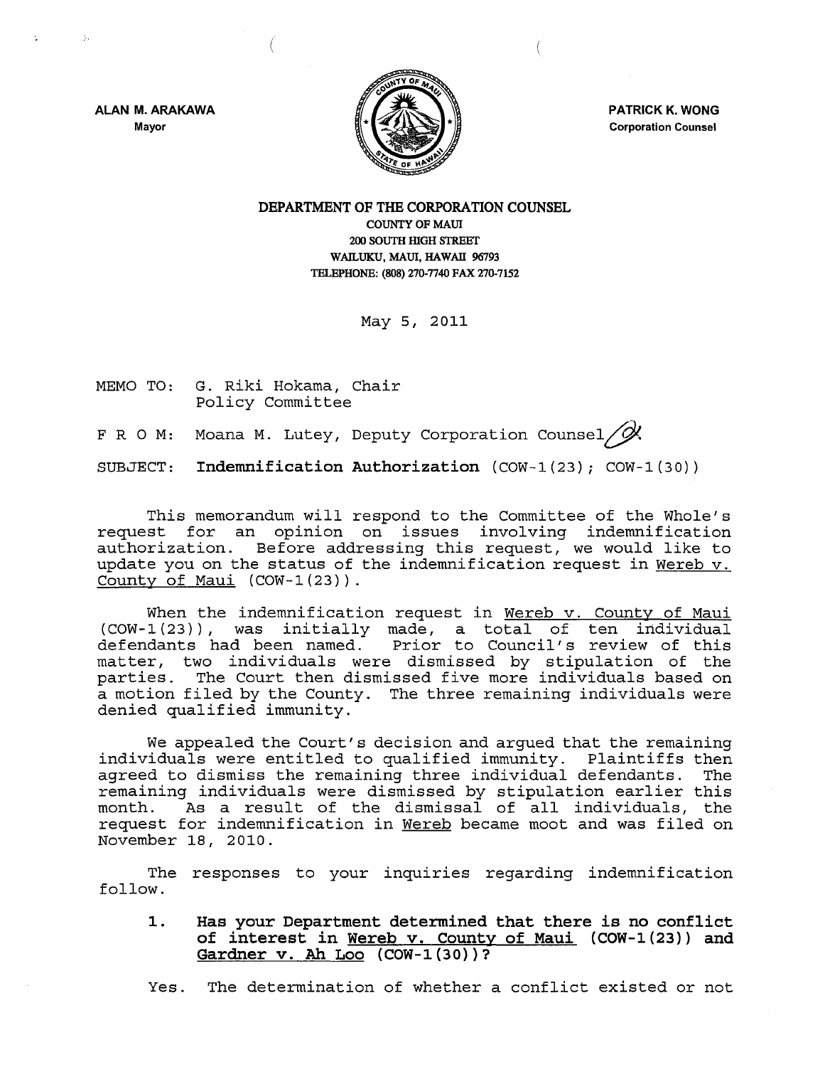ALAN M. ARAKAWA
Mayor

PATRICK K. WONG
Corporation Counsel

**DEPARTMENT OF THE CORPORATION COUNSEL**
COUNTY OF MAUI
200 SOUTH HIGH STREET
WAILUKU, MAUI, HAWAII 96793
TELEPHONE: (808) 270-7740 FAX 270-7152

May 5, 2011

MEMO TO: G. Riki Hokama, Chair
Policy Committee

F R O M: Moana M. Lutey, Deputy Corporation Counsel

SUBJECT: **Indemnification Authorization** (COW-1(23); COW-1(30))

This memorandum will respond to the Committee of the Whole's request for an opinion on issues involving indemnification authorization. Before addressing this request, we would like to update you on the status of the indemnification request in Wereb v. County of Maui (COW-1(23)).

When the indemnification request in Wereb v. County of Maui (COW-1(23)), was initially made, a total of ten individual defendants had been named. Prior to Council's review of this matter, two individuals were dismissed by stipulation of the parties. The Court then dismissed five more individuals based on a motion filed by the County. The three remaining individuals were denied qualified immunity.

We appealed the Court's decision and argued that the remaining individuals were entitled to qualified immunity. Plaintiffs then agreed to dismiss the remaining three individual defendants. The remaining individuals were dismissed by stipulation earlier this month. As a result of the dismissal of all individuals, the request for indemnification in Wereb became moot and was filed on November 18, 2010.

The responses to your inquiries regarding indemnification follow.

1. **Has your Department determined that there is no conflict of interest in Wereb v. County of Maui (COW-1(23)) and Gardner v. Ah Loo (COW-1(30))?**

Yes. The determination of whether a conflict existed or not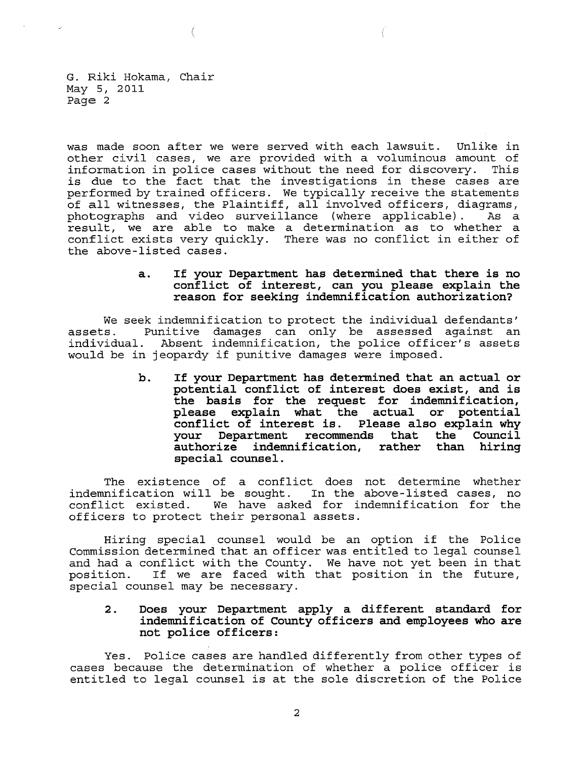was made soon after we were served with each lawsuit. Unlike in other civil cases, we are provided with a voluminous amount of information in police cases without the need for discovery. This is due to the fact that the investigations in these cases are performed by trained officers. We typically receive the statements of all witnesses, the Plaintiff, all involved officers, diagrams, photographs and video surveillance (where applicable). As a result, we are able to make a determination as to whether a conflict exists very quickly. There was no conflict in either of the above-listed cases.

**a. If your Department has determined that there is no conflict of interest, can you please explain the reason for seeking indemnification authorization?**

We seek indemnification to protect the individual defendants' assets. Punitive damages can only be assessed against an individual. Absent indemnification, the police officer's assets would be in jeopardy if punitive damages were imposed.

**b. If your Department has determined that an actual or potential conflict of interest does exist, and is the basis for the request for indemnification, please explain what the actual or potential conflict of interest is. Please also explain why your Department recommends that the Council authorize indemnification, rather than hiring special counsel.**

The existence of a conflict does not determine whether indemnification will be sought. In the above-listed cases, no conflict existed. We have asked for indemnification for the officers to protect their personal assets.

Hiring special counsel would be an option if the Police Commission determined that an officer was entitled to legal counsel and had a conflict with the County. We have not yet been in that position. If we are faced with that position in the future, special counsel may be necessary.

**2. Does your Department apply a different standard for indemnification of County officers and employees who are not police officers:**

Yes. Police cases are handled differently from other types of cases because the determination of whether a police officer is entitled to legal counsel is at the sole discretion of the Police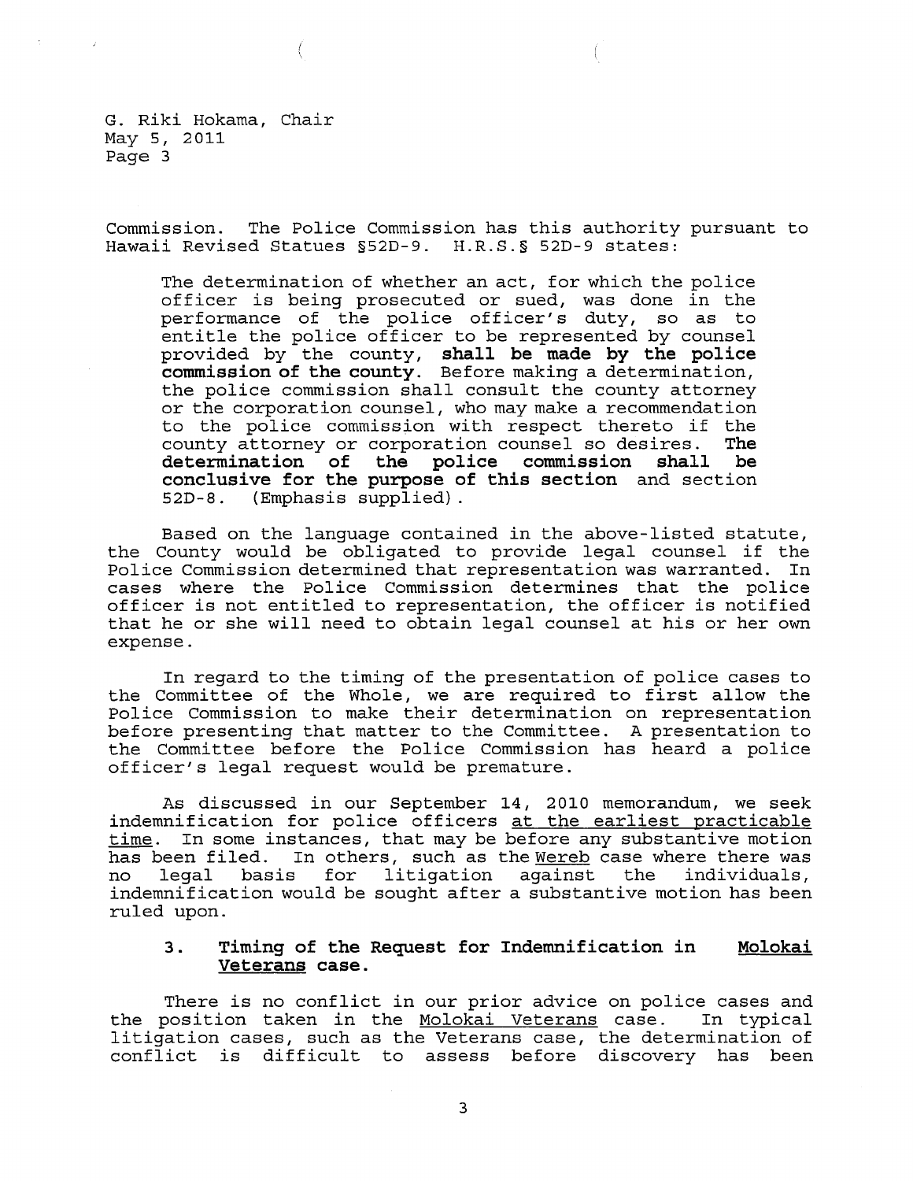Commission. The Police Commission has this authority pursuant to Hawaii Revised Statues §52D-9. H.R.S.§ 52D-9 states:

> The determination of whether an act, for which the police officer is being prosecuted or sued, was done in the performance of the police officer's duty, so as to entitle the police officer to be represented by counsel provided by the county, **shall be made by the police commission of the county**. Before making a determination, the police commission shall consult the county attorney or the corporation counsel, who may make a recommendation to the police commission with respect thereto if the county attorney or corporation counsel so desires. **The determination of the police commission shall be conclusive for the purpose of this section** and section 52D-8. (Emphasis supplied).

Based on the language contained in the above-listed statute, the County would be obligated to provide legal counsel if the Police Commission determined that representation was warranted. In cases where the Police Commission determines that the police officer is not entitled to representation, the officer is notified that he or she will need to obtain legal counsel at his or her own expense.

In regard to the timing of the presentation of police cases to the Committee of the Whole, we are required to first allow the Police Commission to make their determination on representation before presenting that matter to the Committee. A presentation to the Committee before the Police Commission has heard a police officer's legal request would be premature.

As discussed in our September 14, 2010 memorandum, we seek indemnification for police officers <u>at the earliest practicable time</u>. In some instances, that may be before any substantive motion has been filed. In others, such as the <u>Wereb</u> case where there was no legal basis for litigation against the individuals, indemnification would be sought after a substantive motion has been ruled upon.

### 3. Timing of the Request for Indemnification in <u>Molokai Veterans</u> case.

There is no conflict in our prior advice on police cases and the position taken in the <u>Molokai Veterans</u> case. In typical litigation cases, such as the Veterans case, the determination of conflict is difficult to assess before discovery has been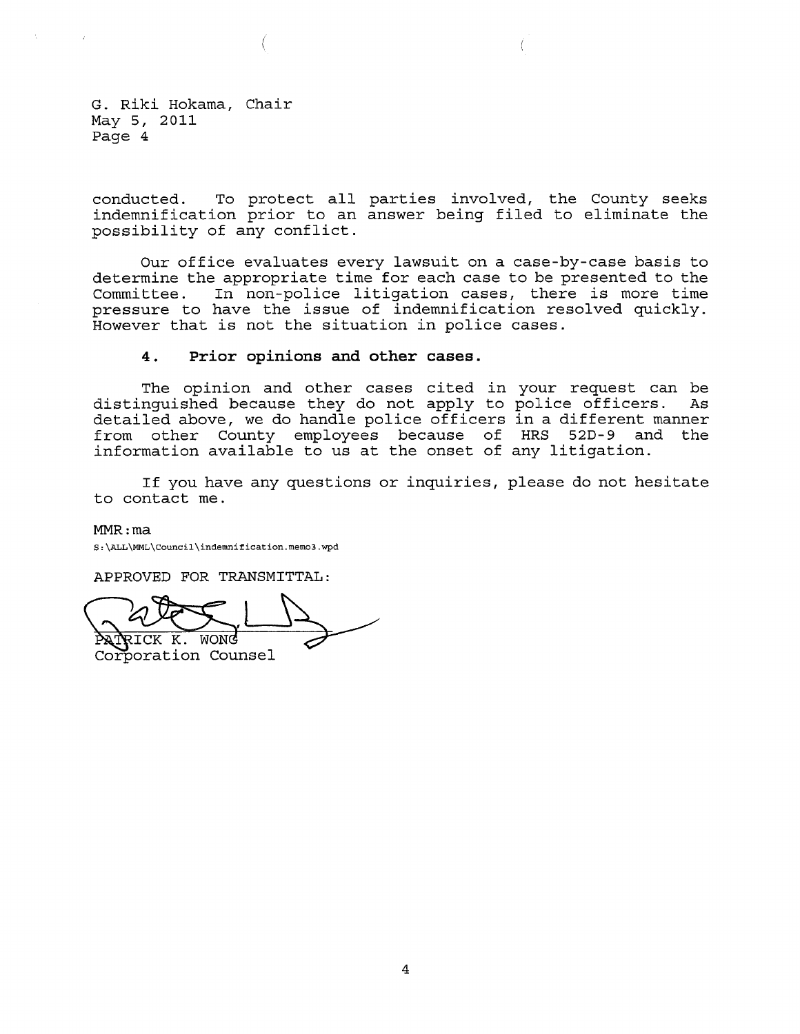G. Riki Hokama, Chair
May 5, 2011
Page 4

conducted. To protect all parties involved, the County seeks indemnification prior to an answer being filed to eliminate the possibility of any conflict.

Our office evaluates every lawsuit on a case-by-case basis to determine the appropriate time for each case to be presented to the Committee. In non-police litigation cases, there is more time pressure to have the issue of indemnification resolved quickly. However that is not the situation in police cases.

## 4. Prior opinions and other cases.

The opinion and other cases cited in your request can be distinguished because they do not apply to police officers. As detailed above, we do handle police officers in a different manner from other County employees because of HRS 52D-9 and the information available to us at the onset of any litigation.

If you have any questions or inquiries, please do not hesitate to contact me.

MMR:ma
S:\ALL\MML\Council\indemnification.memo3.wpd

APPROVED FOR TRANSMITTAL:

PATRICK K. WONG
Corporation Counsel